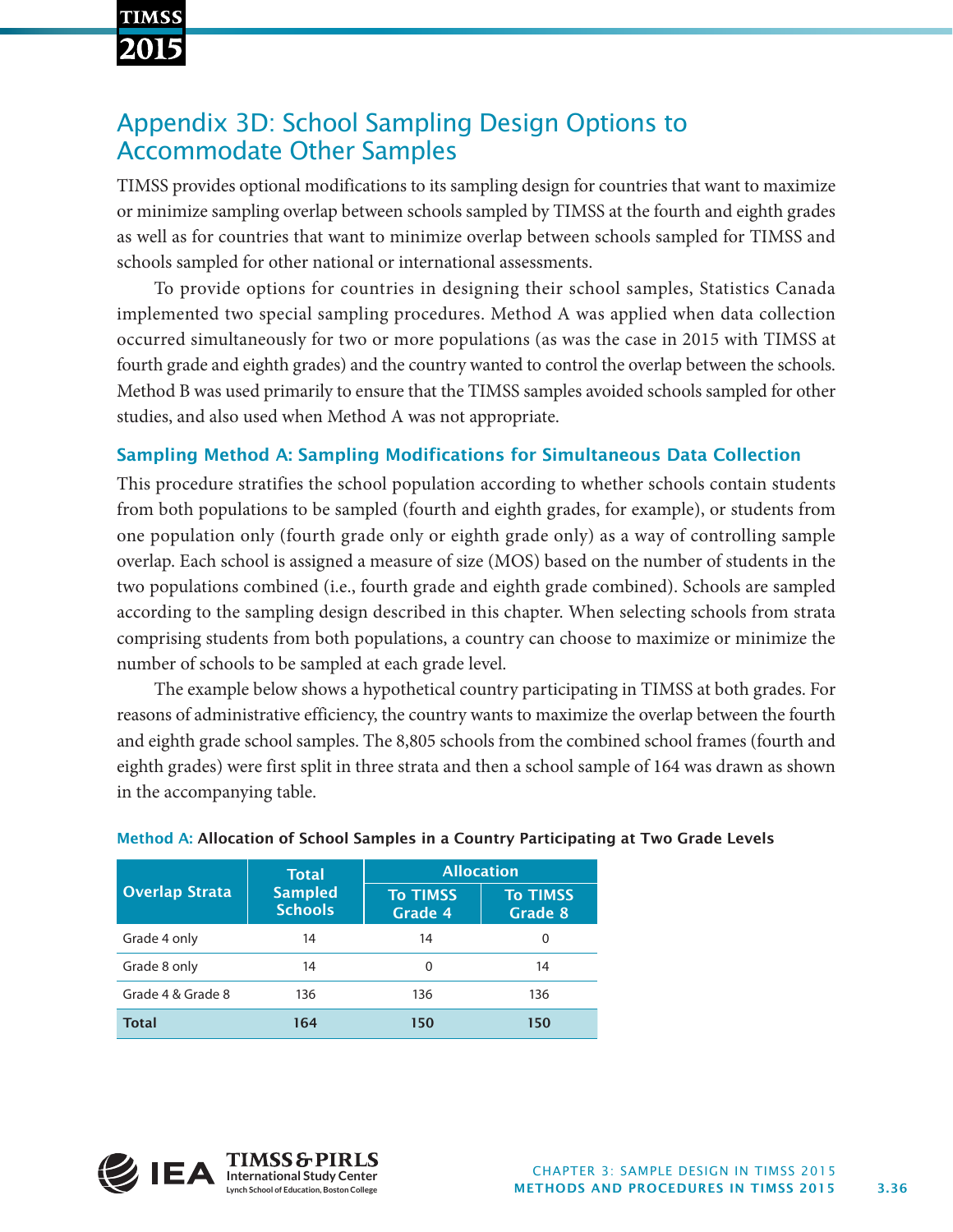# Appendix 3D: School Sampling Design Options to Accommodate Other Samples

TIMSS provides optional modifications to its sampling design for countries that want to maximize or minimize sampling overlap between schools sampled by TIMSS at the fourth and eighth grades as well as for countries that want to minimize overlap between schools sampled for TIMSS and schools sampled for other national or international assessments.

To provide options for countries in designing their school samples, Statistics Canada implemented two special sampling procedures. Method A was applied when data collection occurred simultaneously for two or more populations (as was the case in 2015 with TIMSS at fourth grade and eighth grades) and the country wanted to control the overlap between the schools. Method B was used primarily to ensure that the TIMSS samples avoided schools sampled for other studies, and also used when Method A was not appropriate.

### Sampling Method A: Sampling Modifications for Simultaneous Data Collection

This procedure stratifies the school population according to whether schools contain students from both populations to be sampled (fourth and eighth grades, for example), or students from one population only (fourth grade only or eighth grade only) as a way of controlling sample overlap. Each school is assigned a measure of size (MOS) based on the number of students in the two populations combined (i.e., fourth grade and eighth grade combined). Schools are sampled according to the sampling design described in this chapter. When selecting schools from strata comprising students from both populations, a country can choose to maximize or minimize the number of schools to be sampled at each grade level.

The example below shows a hypothetical country participating in TIMSS at both grades. For reasons of administrative efficiency, the country wants to maximize the overlap between the fourth and eighth grade school samples. The 8,805 schools from the combined school frames (fourth and eighth grades) were first split in three strata and then a school sample of 164 was drawn as shown in the accompanying table.

**Method A: Allocation of School Samples in a Country Participating at Two Grade Levels**

| Overlap Strata | Total Sampled Schools | Allocation | |
|---|---|---|---|
| | | To TIMSS Grade 4 | To TIMSS Grade 8 |
| Grade 4 only | 14 | 14 | 0 |
| Grade 8 only | 14 | 0 | 14 |
| Grade 4 & Grade 8 | 136 | 136 | 136 |
| **Total** | **164** | **150** | **150** |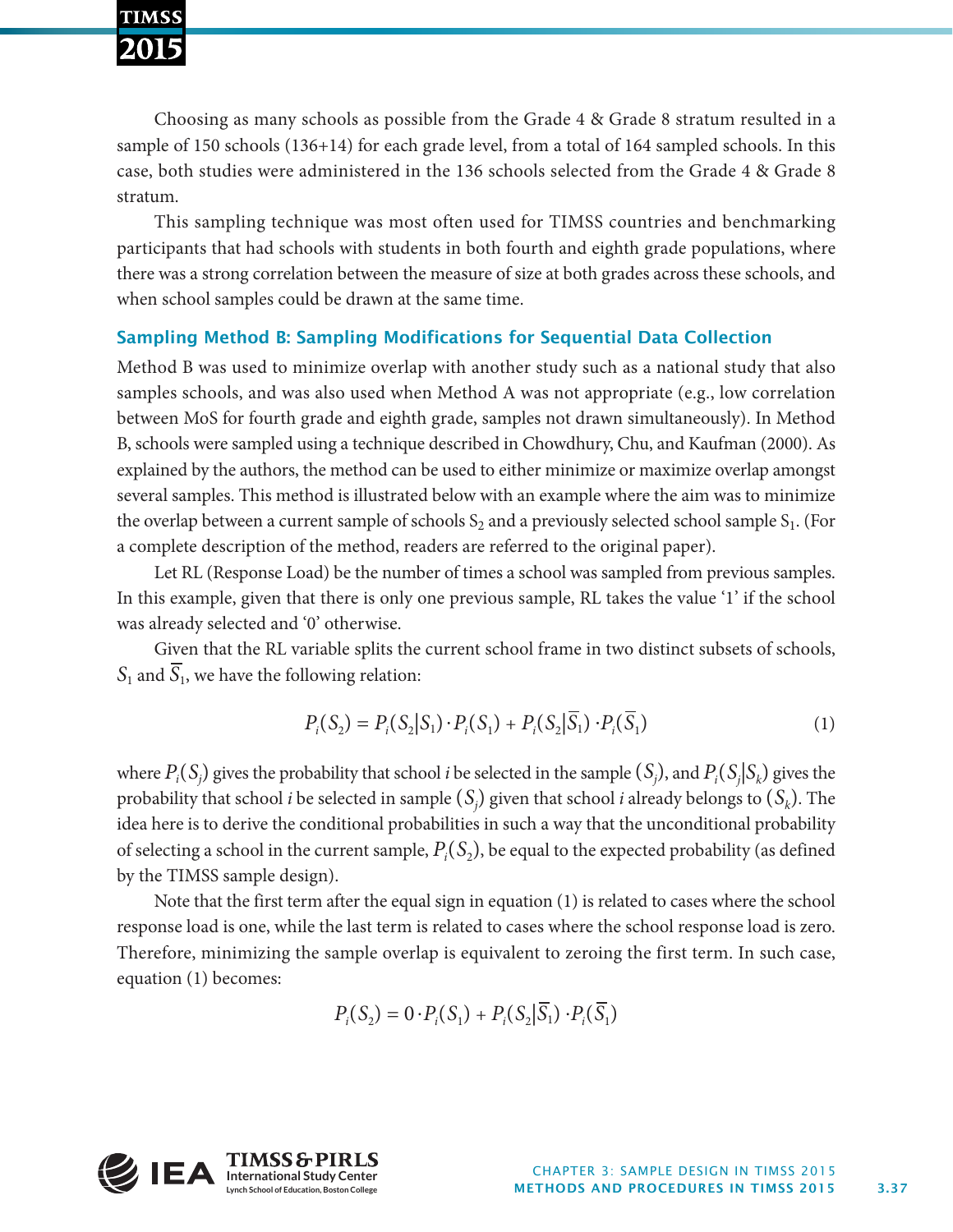Choosing as many schools as possible from the Grade 4 & Grade 8 stratum resulted in a sample of 150 schools (136+14) for each grade level, from a total of 164 sampled schools. In this case, both studies were administered in the 136 schools selected from the Grade 4 & Grade 8 stratum.

This sampling technique was most often used for TIMSS countries and benchmarking participants that had schools with students in both fourth and eighth grade populations, where there was a strong correlation between the measure of size at both grades across these schools, and when school samples could be drawn at the same time.

### Sampling Method B: Sampling Modifications for Sequential Data Collection

Method B was used to minimize overlap with another study such as a national study that also samples schools, and was also used when Method A was not appropriate (e.g., low correlation between MoS for fourth grade and eighth grade, samples not drawn simultaneously). In Method B, schools were sampled using a technique described in Chowdhury, Chu, and Kaufman (2000). As explained by the authors, the method can be used to either minimize or maximize overlap amongst several samples. This method is illustrated below with an example where the aim was to minimize the overlap between a current sample of schools $S_2$ and a previously selected school sample $S_1$. (For a complete description of the method, readers are referred to the original paper).

Let RL (Response Load) be the number of times a school was sampled from previous samples. In this example, given that there is only one previous sample, RL takes the value '1' if the school was already selected and '0' otherwise.

Given that the RL variable splits the current school frame in two distinct subsets of schools, $S_1$ and $\overline{S}_1$, we have the following relation:

$$P_i(S_2) = P_i(S_2|S_1) \cdot P_i(S_1) + P_i(S_2|\overline{S}_1) \cdot P_i(\overline{S}_1) \qquad (1)$$

where $P_i(S_j)$ gives the probability that school $i$ be selected in the sample $(S_j)$, and $P_i(S_j|S_k)$ gives the probability that school $i$ be selected in sample $(S_j)$ given that school $i$ already belongs to $(S_k)$. The idea here is to derive the conditional probabilities in such a way that the unconditional probability of selecting a school in the current sample, $P_i(S_2)$, be equal to the expected probability (as defined by the TIMSS sample design).

Note that the first term after the equal sign in equation (1) is related to cases where the school response load is one, while the last term is related to cases where the school response load is zero. Therefore, minimizing the sample overlap is equivalent to zeroing the first term. In such case, equation (1) becomes:

$$P_i(S_2) = 0 \cdot P_i(S_1) + P_i(S_2|\overline{S}_1) \cdot P_i(\overline{S}_1)$$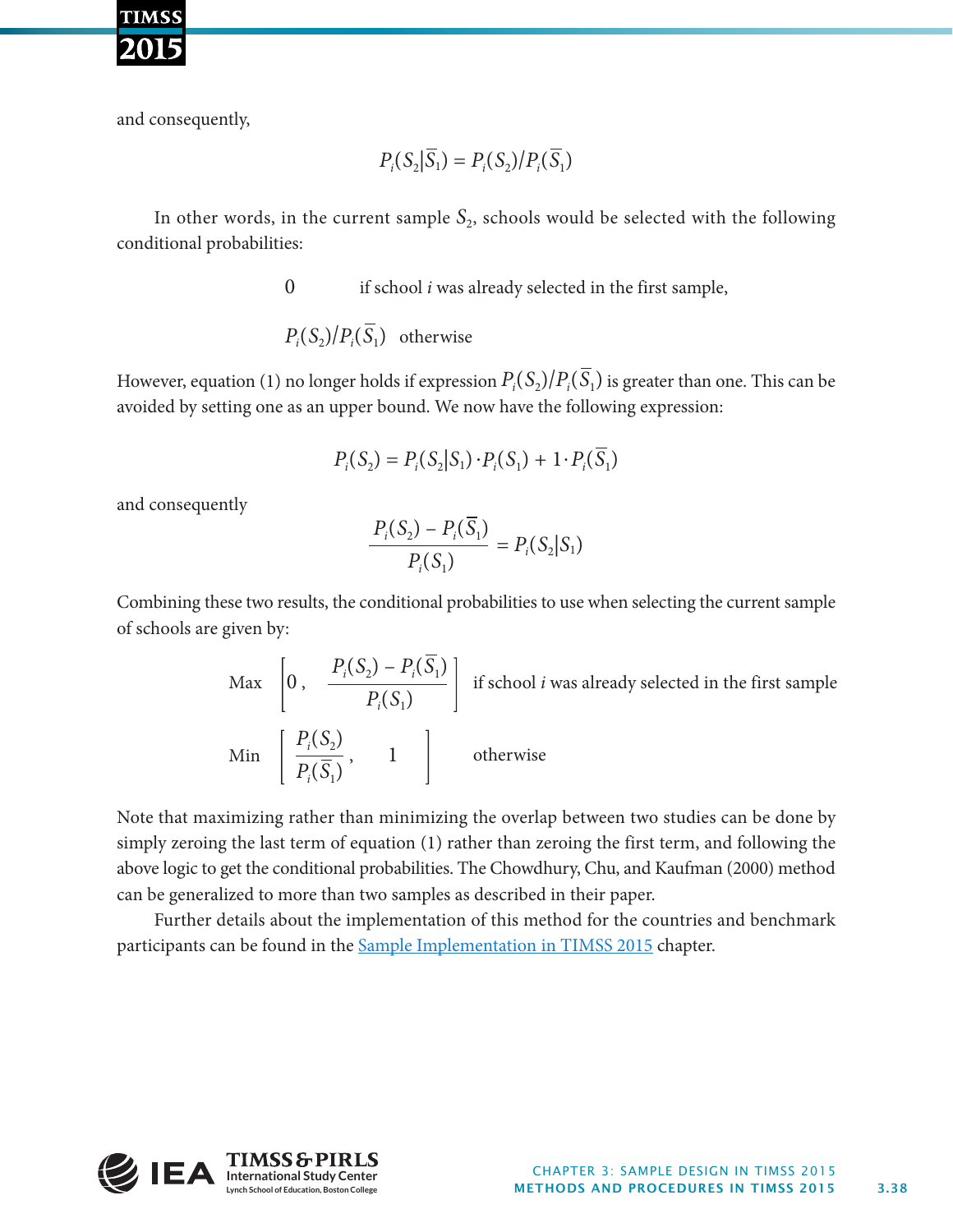and consequently,

$$P_i(S_2|\overline{S}_1) = P_i(S_2)/P_i(\overline{S}_1)$$

In other words, in the current sample $S_2$, schools would be selected with the following conditional probabilities:

$$\begin{array}{ll} 0 & \text{if school } i \text{ was already selected in the first sample,} \\ P_i(S_2)/P_i(\overline{S}_1) & \text{otherwise} \end{array}$$

However, equation (1) no longer holds if expression $P_i(S_2)/P_i(\overline{S}_1)$ is greater than one. This can be avoided by setting one as an upper bound. We now have the following expression:

$$P_i(S_2) = P_i(S_2|S_1) \cdot P_i(S_1) + 1 \cdot P_i(\overline{S}_1)$$

and consequently

$$\frac{P_i(S_2) - P_i(\overline{S}_1)}{P_i(S_1)} = P_i(S_2|S_1)$$

Combining these two results, the conditional probabilities to use when selecting the current sample of schools are given by:

$$\begin{array}{ll} \text{Max} \left[ 0, \ \dfrac{P_i(S_2) - P_i(\overline{S}_1)}{P_i(S_1)} \right] & \text{if school } i \text{ was already selected in the first sample} \\ \text{Min} \left[ \dfrac{P_i(S_2)}{P_i(\overline{S}_1)}, \ 1 \right] & \text{otherwise} \end{array}$$

Note that maximizing rather than minimizing the overlap between two studies can be done by simply zeroing the last term of equation (1) rather than zeroing the first term, and following the above logic to get the conditional probabilities. The Chowdhury, Chu, and Kaufman (2000) method can be generalized to more than two samples as described in their paper.

Further details about the implementation of this method for the countries and benchmark participants can be found in the Sample Implementation in TIMSS 2015 chapter.